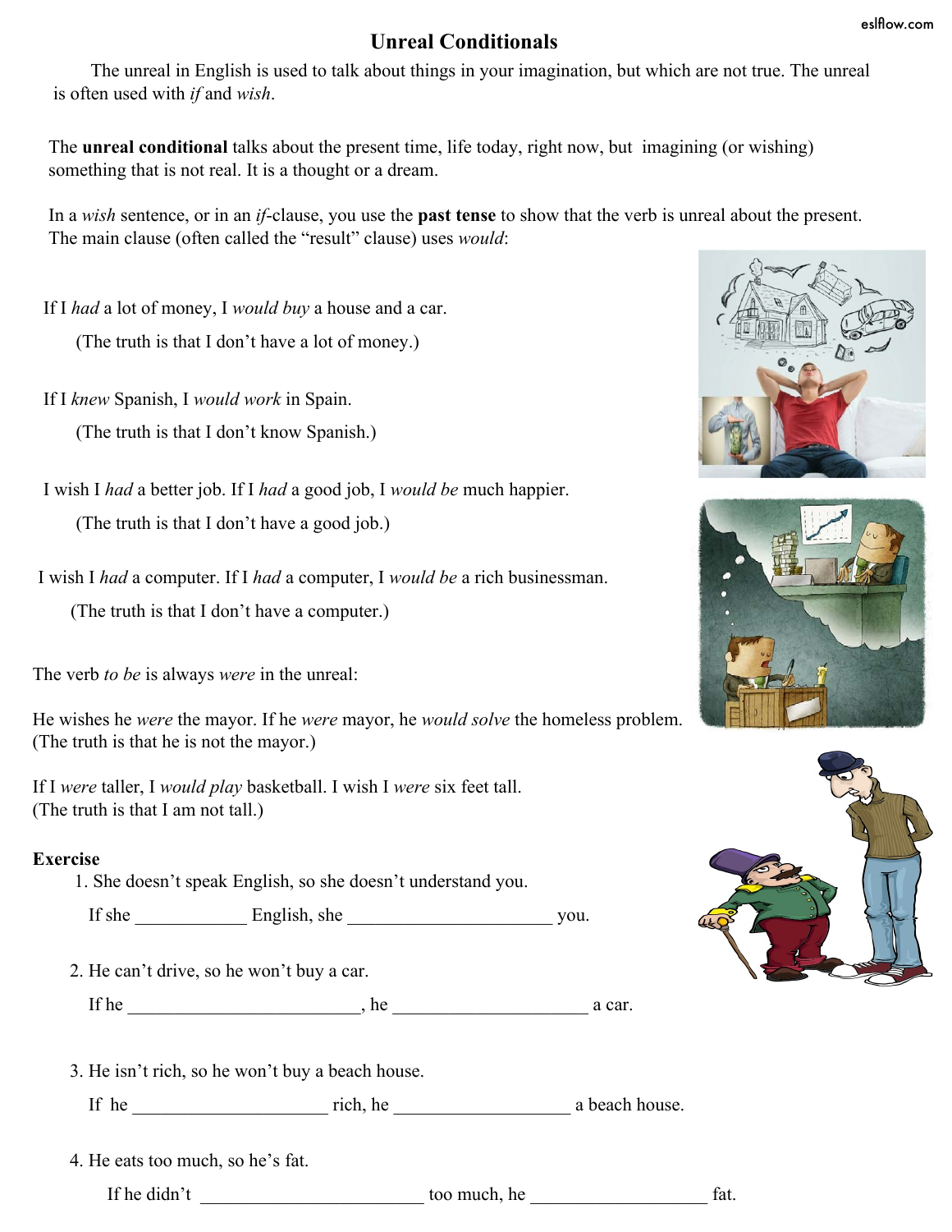# Unreal Conditionals

The unreal in English is used to talk about things in your imagination, but which are not true. The unreal is often used with *if* and *wish*.

The **unreal conditional** talks about the present time, life today, right now, but imagining (or wishing) something that is not real. It is a thought or a dream.

In a *wish* sentence, or in an *if*-clause, you use the **past tense** to show that the verb is unreal about the present. The main clause (often called the "result" clause) uses *would*:

If I *had* a lot of money, I *would buy* a house and a car.

(The truth is that I don't have a lot of money.)

If I *knew* Spanish, I *would work* in Spain.

(The truth is that I don't know Spanish.)

I wish I *had* a better job. If I *had* a good job, I *would be* much happier.

(The truth is that I don't have a good job.)

I wish I *had* a computer. If I *had* a computer, I *would be* a rich businessman.

(The truth is that I don't have a computer.)

The verb *to be* is always *were* in the unreal:

He wishes he *were* the mayor. If he *were* mayor, he *would solve* the homeless problem.
(The truth is that he is not the mayor.)

If I *were* taller, I *would play* basketball. I wish I *were* six feet tall.
(The truth is that I am not tall.)

**Exercise**

1. She doesn't speak English, so she doesn't understand you.

   If she ____________ English, she ______________________ you.

2. He can't drive, so he won't buy a car.

   If he _________________________, he ____________________ a car.

3. He isn't rich, so he won't buy a beach house.

   If he ____________________ rich, he __________________ a beach house.

4. He eats too much, so he's fat.

   If he didn't _______________________ too much, he __________________ fat.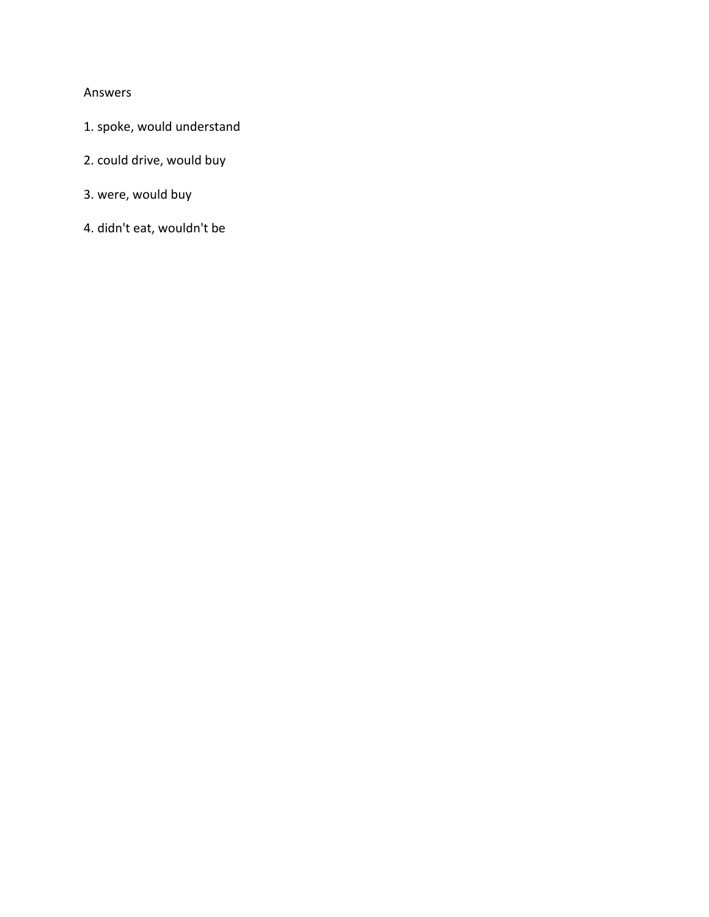Answers

1. spoke, would understand

2. could drive, would buy

3. were, would buy

4. didn't eat, wouldn't be